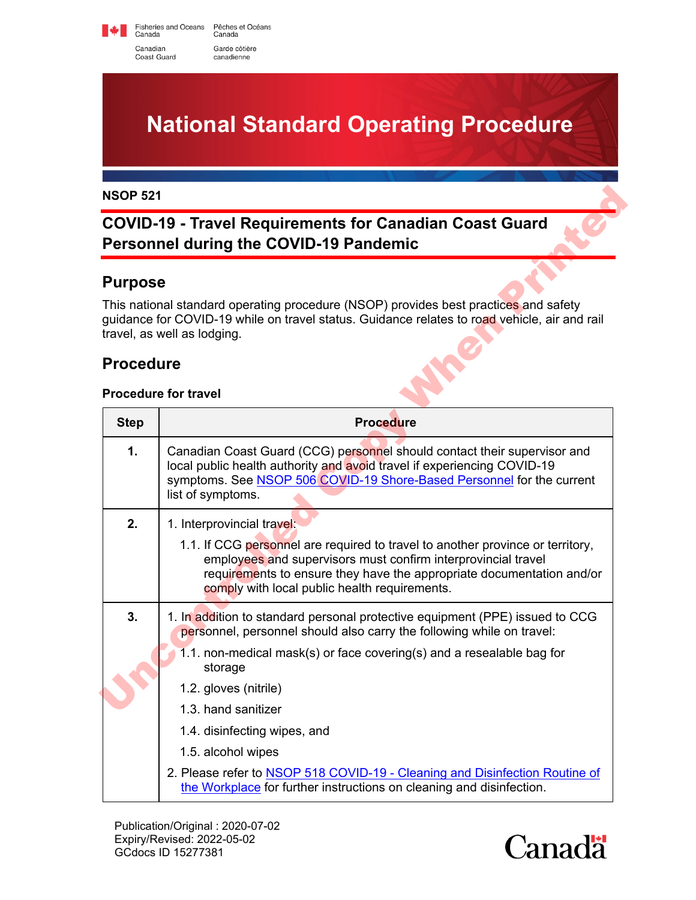Fisheries and Oceans Canada / Pêches et Océans Canada

Canadian Coast Guard / Garde côtière canadienne

# National Standard Operating Procedure

**NSOP 521**

## COVID-19 - Travel Requirements for Canadian Coast Guard Personnel during the COVID-19 Pandemic

## Purpose

This national standard operating procedure (NSOP) provides best practices and safety guidance for COVID-19 while on travel status. Guidance relates to road vehicle, air and rail travel, as well as lodging.

## Procedure

**Procedure for travel**

| Step | Procedure |
|---|---|
| **1.** | Canadian Coast Guard (CCG) personnel should contact their supervisor and local public health authority and avoid travel if experiencing COVID-19 symptoms. See NSOP 506 COVID-19 Shore-Based Personnel for the current list of symptoms. |
| **2.** | 1. Interprovincial travel:<br>1.1. If CCG personnel are required to travel to another province or territory, employees and supervisors must confirm interprovincial travel requirements to ensure they have the appropriate documentation and/or comply with local public health requirements. |
| **3.** | 1. In addition to standard personal protective equipment (PPE) issued to CCG personnel, personnel should also carry the following while on travel:<br>1.1. non-medical mask(s) or face covering(s) and a resealable bag for storage<br>1.2. gloves (nitrile)<br>1.3. hand sanitizer<br>1.4. disinfecting wipes, and<br>1.5. alcohol wipes<br>2. Please refer to NSOP 518 COVID-19 - Cleaning and Disinfection Routine of the Workplace for further instructions on cleaning and disinfection. |

Publication/Original : 2020-07-02
Expiry/Revised: 2022-05-02
GCdocs ID 15277381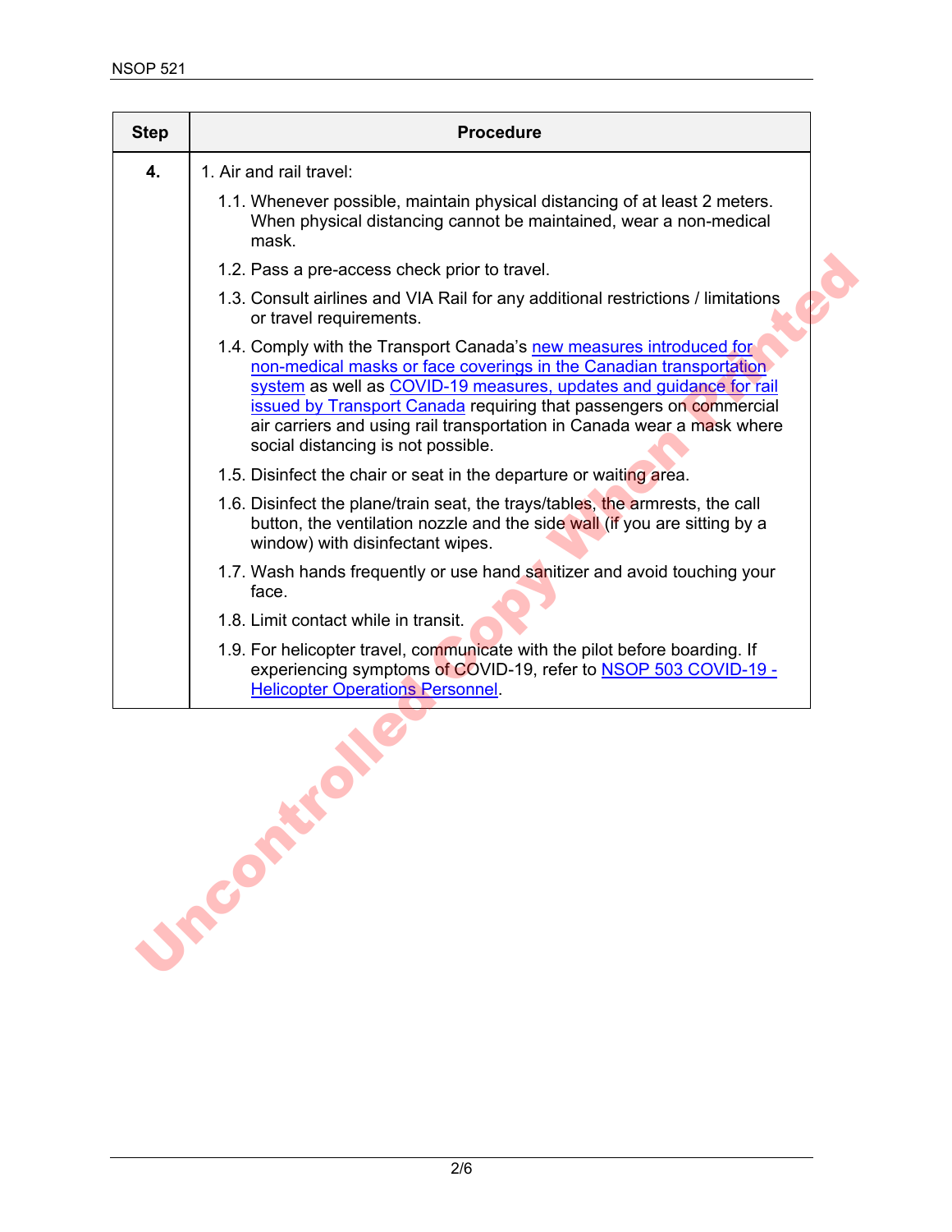| Step | Procedure |
|---|---|
| **4.** | 1. Air and rail travel:<br><br>1.1. Whenever possible, maintain physical distancing of at least 2 meters. When physical distancing cannot be maintained, wear a non-medical mask.<br><br>1.2. Pass a pre-access check prior to travel.<br><br>1.3. Consult airlines and VIA Rail for any additional restrictions / limitations or travel requirements.<br><br>1.4. Comply with the Transport Canada's new measures introduced for non-medical masks or face coverings in the Canadian transportation system as well as COVID-19 measures, updates and guidance for rail issued by Transport Canada requiring that passengers on commercial air carriers and using rail transportation in Canada wear a mask where social distancing is not possible.<br><br>1.5. Disinfect the chair or seat in the departure or waiting area.<br><br>1.6. Disinfect the plane/train seat, the trays/tables, the armrests, the call button, the ventilation nozzle and the side wall (if you are sitting by a window) with disinfectant wipes.<br><br>1.7. Wash hands frequently or use hand sanitizer and avoid touching your face.<br><br>1.8. Limit contact while in transit.<br><br>1.9. For helicopter travel, communicate with the pilot before boarding. If experiencing symptoms of COVID-19, refer to NSOP 503 COVID-19 - Helicopter Operations Personnel. |

Uncontrolled Copy When Printed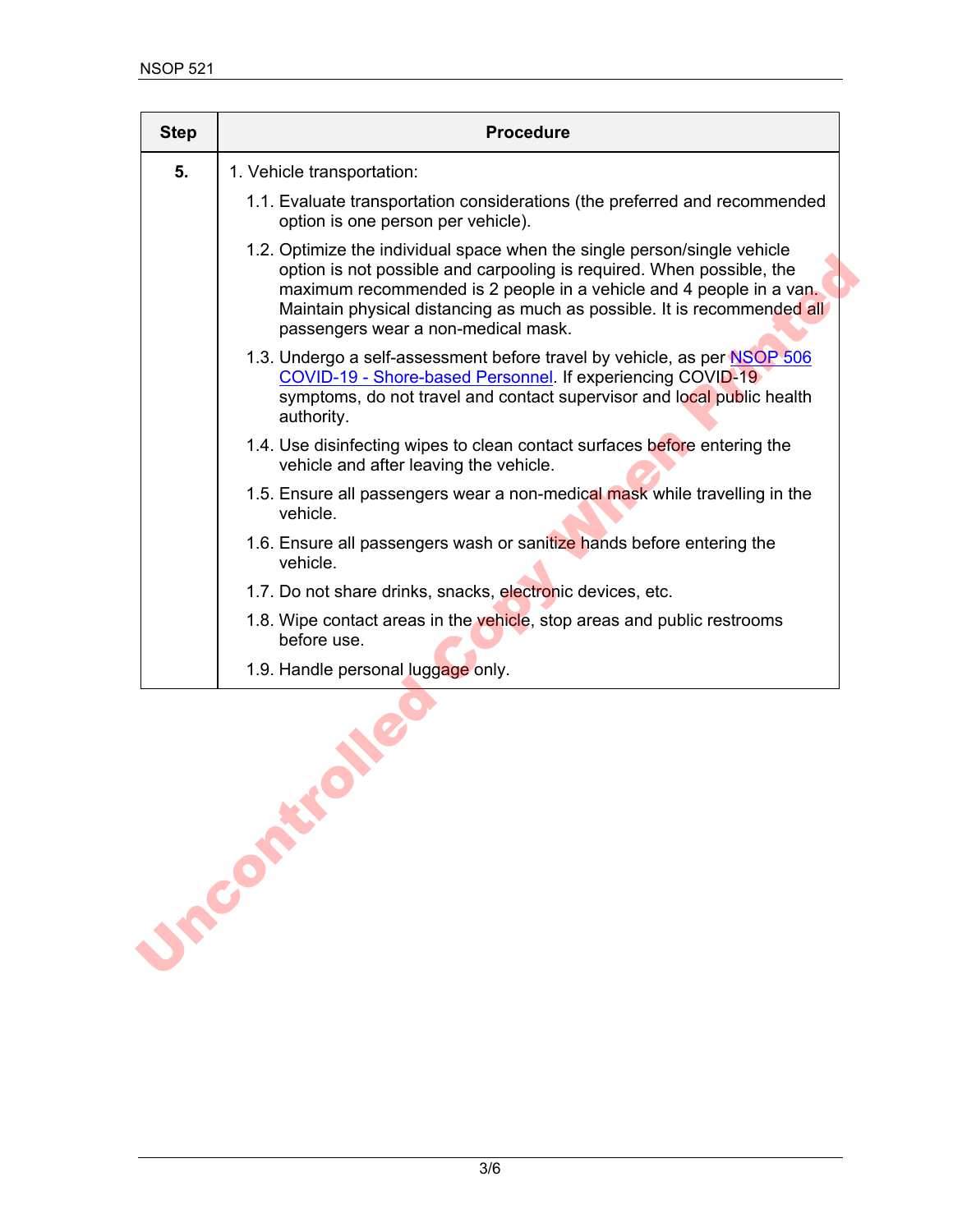| Step | Procedure |
|---|---|
| **5.** | 1. Vehicle transportation:<br>1.1. Evaluate transportation considerations (the preferred and recommended option is one person per vehicle).<br>1.2. Optimize the individual space when the single person/single vehicle option is not possible and carpooling is required. When possible, the maximum recommended is 2 people in a vehicle and 4 people in a van. Maintain physical distancing as much as possible. It is recommended all passengers wear a non-medical mask.<br>1.3. Undergo a self-assessment before travel by vehicle, as per NSOP 506 COVID-19 - Shore-based Personnel. If experiencing COVID-19 symptoms, do not travel and contact supervisor and local public health authority.<br>1.4. Use disinfecting wipes to clean contact surfaces before entering the vehicle and after leaving the vehicle.<br>1.5. Ensure all passengers wear a non-medical mask while travelling in the vehicle.<br>1.6. Ensure all passengers wash or sanitize hands before entering the vehicle.<br>1.7. Do not share drinks, snacks, electronic devices, etc.<br>1.8. Wipe contact areas in the vehicle, stop areas and public restrooms before use.<br>1.9. Handle personal luggage only. |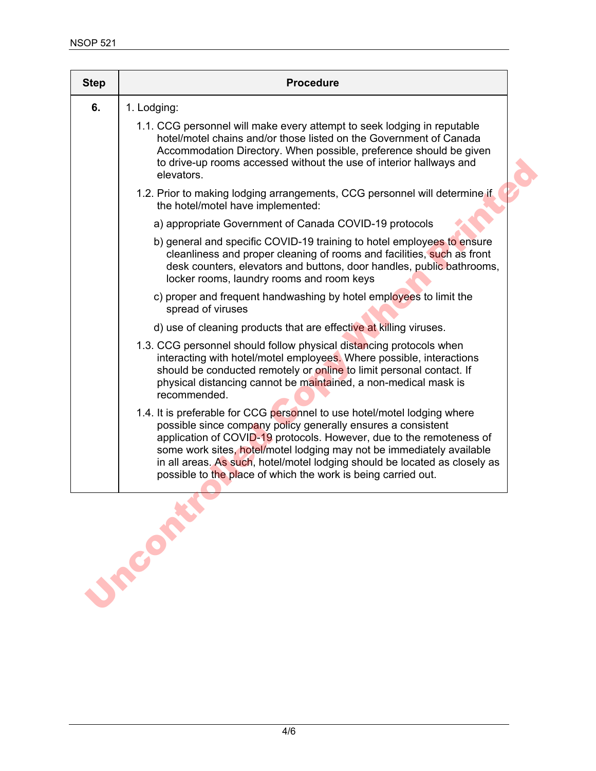| Step | Procedure |
|---|---|
| **6.** | 1. Lodging:<br><br>1.1. CCG personnel will make every attempt to seek lodging in reputable hotel/motel chains and/or those listed on the Government of Canada Accommodation Directory. When possible, preference should be given to drive-up rooms accessed without the use of interior hallways and elevators.<br><br>1.2. Prior to making lodging arrangements, CCG personnel will determine if the hotel/motel have implemented:<br><br>a) appropriate Government of Canada COVID-19 protocols<br><br>b) general and specific COVID-19 training to hotel employees to ensure cleanliness and proper cleaning of rooms and facilities, such as front desk counters, elevators and buttons, door handles, public bathrooms, locker rooms, laundry rooms and room keys<br><br>c) proper and frequent handwashing by hotel employees to limit the spread of viruses<br><br>d) use of cleaning products that are effective at killing viruses.<br><br>1.3. CCG personnel should follow physical distancing protocols when interacting with hotel/motel employees. Where possible, interactions should be conducted remotely or online to limit personal contact. If physical distancing cannot be maintained, a non-medical mask is recommended.<br><br>1.4. It is preferable for CCG personnel to use hotel/motel lodging where possible since company policy generally ensures a consistent application of COVID-19 protocols. However, due to the remoteness of some work sites, hotel/motel lodging may not be immediately available in all areas. As such, hotel/motel lodging should be located as closely as possible to the place of which the work is being carried out. |

Uncontrolled Copy When Printed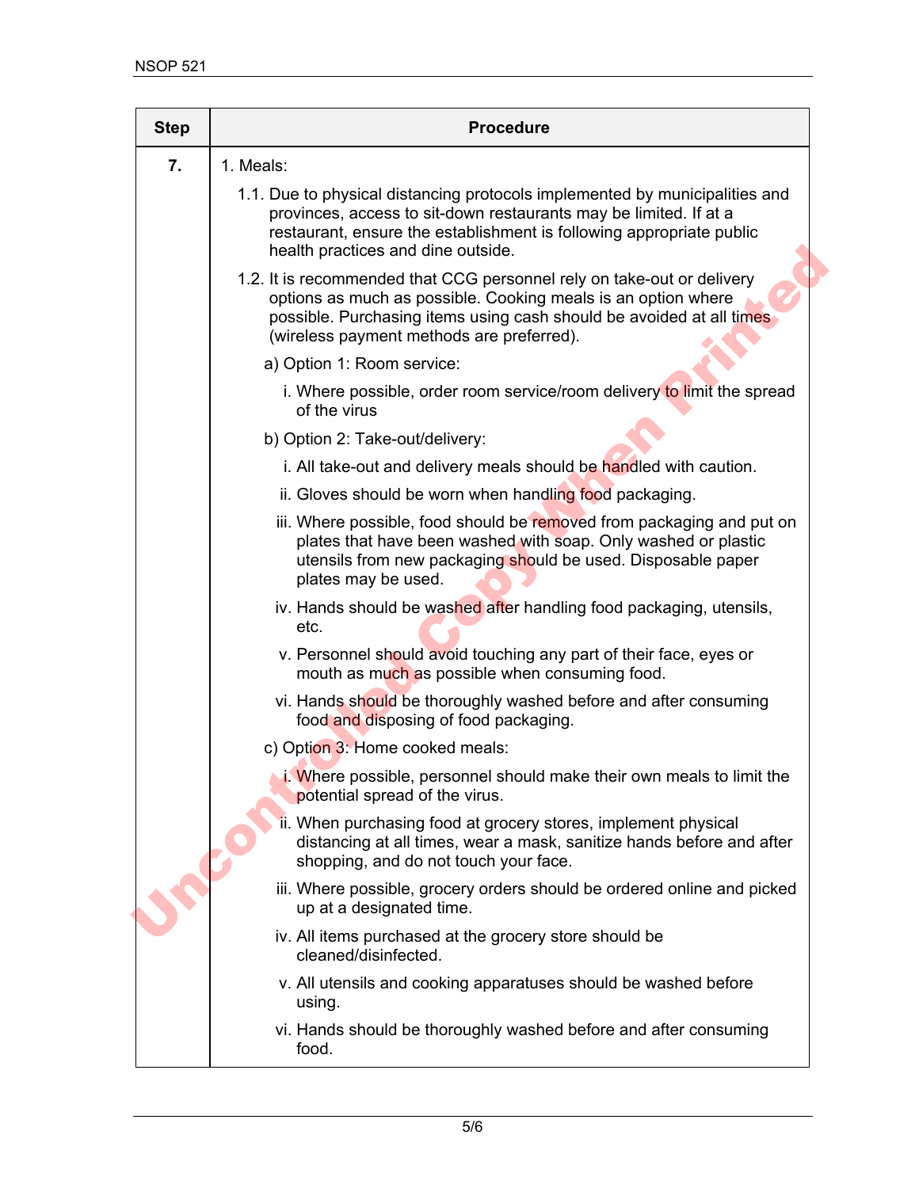| Step | Procedure |
| --- | --- |
| **7.** | 1. Meals:<br>1.1. Due to physical distancing protocols implemented by municipalities and provinces, access to sit-down restaurants may be limited. If at a restaurant, ensure the establishment is following appropriate public health practices and dine outside.<br>1.2. It is recommended that CCG personnel rely on take-out or delivery options as much as possible. Cooking meals is an option where possible. Purchasing items using cash should be avoided at all times (wireless payment methods are preferred).<br>a) Option 1: Room service:<br>i. Where possible, order room service/room delivery to limit the spread of the virus<br>b) Option 2: Take-out/delivery:<br>i. All take-out and delivery meals should be handled with caution.<br>ii. Gloves should be worn when handling food packaging.<br>iii. Where possible, food should be removed from packaging and put on plates that have been washed with soap. Only washed or plastic utensils from new packaging should be used. Disposable paper plates may be used.<br>iv. Hands should be washed after handling food packaging, utensils, etc.<br>v. Personnel should avoid touching any part of their face, eyes or mouth as much as possible when consuming food.<br>vi. Hands should be thoroughly washed before and after consuming food and disposing of food packaging.<br>c) Option 3: Home cooked meals:<br>i. Where possible, personnel should make their own meals to limit the potential spread of the virus.<br>ii. When purchasing food at grocery stores, implement physical distancing at all times, wear a mask, sanitize hands before and after shopping, and do not touch your face.<br>iii. Where possible, grocery orders should be ordered online and picked up at a designated time.<br>iv. All items purchased at the grocery store should be cleaned/disinfected.<br>v. All utensils and cooking apparatuses should be washed before using.<br>vi. Hands should be thoroughly washed before and after consuming food. |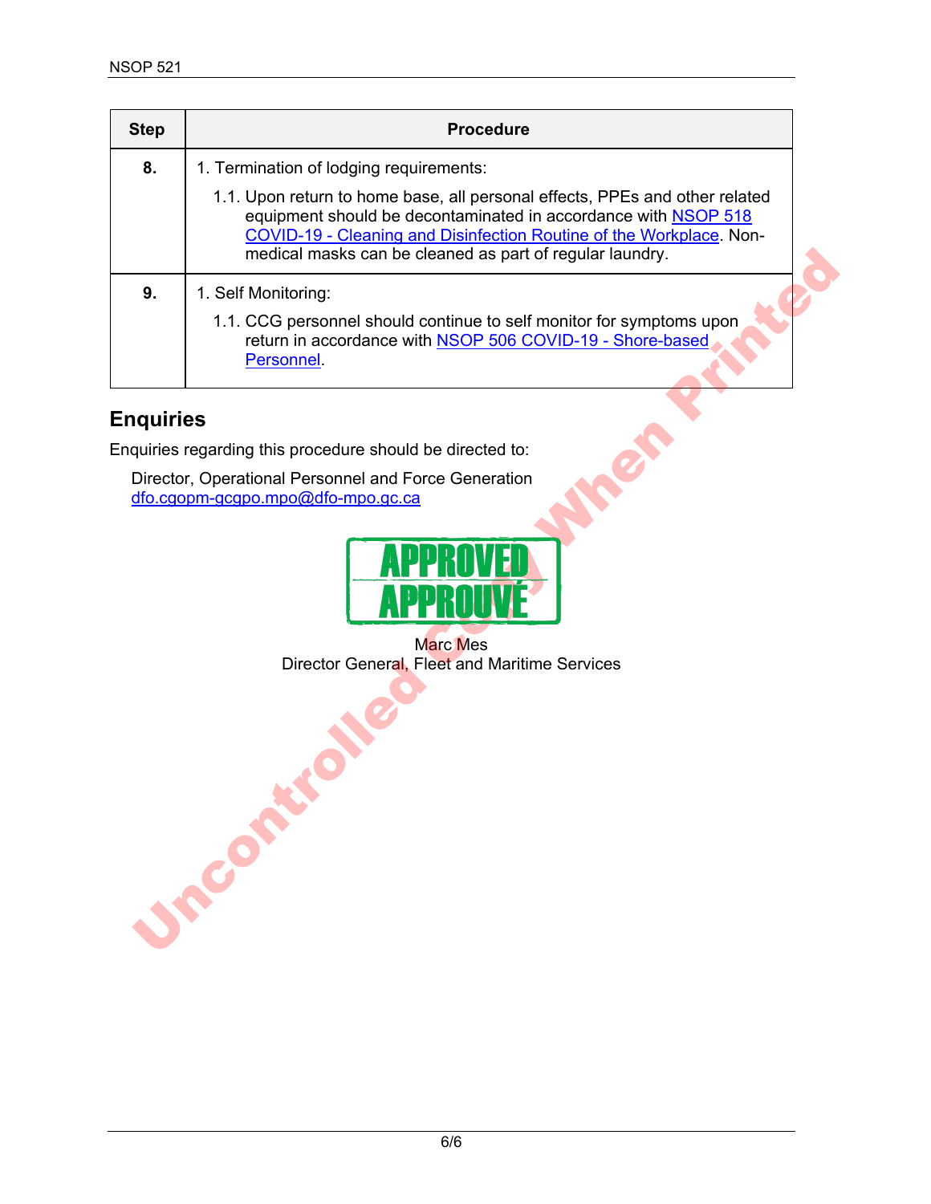| Step | Procedure |
|---|---|
| **8.** | 1. Termination of lodging requirements:<br>1.1. Upon return to home base, all personal effects, PPEs and other related equipment should be decontaminated in accordance with NSOP 518 COVID-19 - Cleaning and Disinfection Routine of the Workplace. Non-medical masks can be cleaned as part of regular laundry. |
| **9.** | 1. Self Monitoring:<br>1.1. CCG personnel should continue to self monitor for symptoms upon return in accordance with NSOP 506 COVID-19 - Shore-based Personnel. |

## Enquiries

Enquiries regarding this procedure should be directed to:

Director, Operational Personnel and Force Generation
dfo.cgopm-gcgpo.mpo@dfo-mpo.gc.ca

APPROVED
APPROUVÉ

Marc Mes
Director General, Fleet and Maritime Services

Uncontrolled Copy When Printed